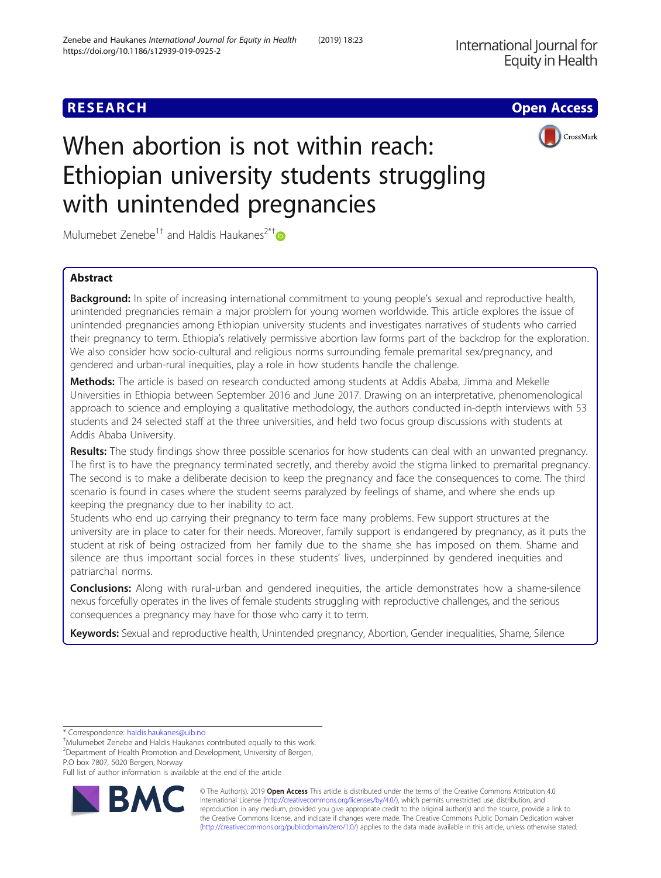**RESEARCH** **Open Access**

# When abortion is not within reach: Ethiopian university students struggling with unintended pregnancies

Mulumebet Zenebe[1†] and Haldis Haukanes[2*†]

## Abstract

**Background:** In spite of increasing international commitment to young people's sexual and reproductive health, unintended pregnancies remain a major problem for young women worldwide. This article explores the issue of unintended pregnancies among Ethiopian university students and investigates narratives of students who carried their pregnancy to term. Ethiopia's relatively permissive abortion law forms part of the backdrop for the exploration. We also consider how socio-cultural and religious norms surrounding female premarital sex/pregnancy, and gendered and urban-rural inequities, play a role in how students handle the challenge.

**Methods:** The article is based on research conducted among students at Addis Ababa, Jimma and Mekelle Universities in Ethiopia between September 2016 and June 2017. Drawing on an interpretative, phenomenological approach to science and employing a qualitative methodology, the authors conducted in-depth interviews with 53 students and 24 selected staff at the three universities, and held two focus group discussions with students at Addis Ababa University.

**Results:** The study findings show three possible scenarios for how students can deal with an unwanted pregnancy. The first is to have the pregnancy terminated secretly, and thereby avoid the stigma linked to premarital pregnancy. The second is to make a deliberate decision to keep the pregnancy and face the consequences to come. The third scenario is found in cases where the student seems paralyzed by feelings of shame, and where she ends up keeping the pregnancy due to her inability to act.

Students who end up carrying their pregnancy to term face many problems. Few support structures at the university are in place to cater for their needs. Moreover, family support is endangered by pregnancy, as it puts the student at risk of being ostracized from her family due to the shame she has imposed on them. Shame and silence are thus important social forces in these students' lives, underpinned by gendered inequities and patriarchal norms.

**Conclusions:** Along with rural-urban and gendered inequities, the article demonstrates how a shame-silence nexus forcefully operates in the lives of female students struggling with reproductive challenges, and the serious consequences a pregnancy may have for those who carry it to term.

**Keywords:** Sexual and reproductive health, Unintended pregnancy, Abortion, Gender inequalities, Shame, Silence

---

\* Correspondence: haldis.haukanes@uib.no
†Mulumebet Zenebe and Haldis Haukanes contributed equally to this work.
[2]Department of Health Promotion and Development, University of Bergen, P.O box 7807, 5020 Bergen, Norway
Full list of author information is available at the end of the article

© The Author(s). 2019 **Open Access** This article is distributed under the terms of the Creative Commons Attribution 4.0 International License (http://creativecommons.org/licenses/by/4.0/), which permits unrestricted use, distribution, and reproduction in any medium, provided you give appropriate credit to the original author(s) and the source, provide a link to the Creative Commons license, and indicate if changes were made. The Creative Commons Public Domain Dedication waiver (http://creativecommons.org/publicdomain/zero/1.0/) applies to the data made available in this article, unless otherwise stated.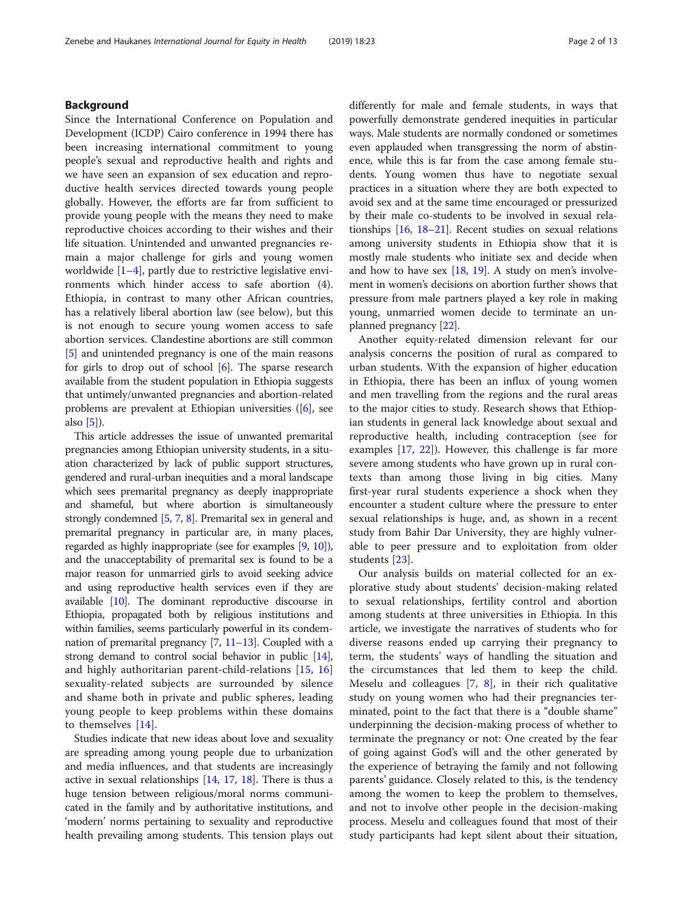## Background

Since the International Conference on Population and Development (ICDP) Cairo conference in 1994 there has been increasing international commitment to young people's sexual and reproductive health and rights and we have seen an expansion of sex education and reproductive health services directed towards young people globally. However, the efforts are far from sufficient to provide young people with the means they need to make reproductive choices according to their wishes and their life situation. Unintended and unwanted pregnancies remain a major challenge for girls and young women worldwide [1–4], partly due to restrictive legislative environments which hinder access to safe abortion (4). Ethiopia, in contrast to many other African countries, has a relatively liberal abortion law (see below), but this is not enough to secure young women access to safe abortion services. Clandestine abortions are still common [5] and unintended pregnancy is one of the main reasons for girls to drop out of school [6]. The sparse research available from the student population in Ethiopia suggests that untimely/unwanted pregnancies and abortion-related problems are prevalent at Ethiopian universities ([6], see also [5]).

This article addresses the issue of unwanted premarital pregnancies among Ethiopian university students, in a situation characterized by lack of public support structures, gendered and rural-urban inequities and a moral landscape which sees premarital pregnancy as deeply inappropriate and shameful, but where abortion is simultaneously strongly condemned [5, 7, 8]. Premarital sex in general and premarital pregnancy in particular are, in many places, regarded as highly inappropriate (see for examples [9, 10]), and the unacceptability of premarital sex is found to be a major reason for unmarried girls to avoid seeking advice and using reproductive health services even if they are available [10]. The dominant reproductive discourse in Ethiopia, propagated both by religious institutions and within families, seems particularly powerful in its condemnation of premarital pregnancy [7, 11–13]. Coupled with a strong demand to control social behavior in public [14], and highly authoritarian parent-child-relations [15, 16] sexuality-related subjects are surrounded by silence and shame both in private and public spheres, leading young people to keep problems within these domains to themselves [14].

Studies indicate that new ideas about love and sexuality are spreading among young people due to urbanization and media influences, and that students are increasingly active in sexual relationships [14, 17, 18]. There is thus a huge tension between religious/moral norms communicated in the family and by authoritative institutions, and 'modern' norms pertaining to sexuality and reproductive health prevailing among students. This tension plays out differently for male and female students, in ways that powerfully demonstrate gendered inequities in particular ways. Male students are normally condoned or sometimes even applauded when transgressing the norm of abstinence, while this is far from the case among female students. Young women thus have to negotiate sexual practices in a situation where they are both expected to avoid sex and at the same time encouraged or pressurized by their male co-students to be involved in sexual relationships [16, 18–21]. Recent studies on sexual relations among university students in Ethiopia show that it is mostly male students who initiate sex and decide when and how to have sex [18, 19]. A study on men's involvement in women's decisions on abortion further shows that pressure from male partners played a key role in making young, unmarried women decide to terminate an unplanned pregnancy [22].

Another equity-related dimension relevant for our analysis concerns the position of rural as compared to urban students. With the expansion of higher education in Ethiopia, there has been an influx of young women and men travelling from the regions and the rural areas to the major cities to study. Research shows that Ethiopian students in general lack knowledge about sexual and reproductive health, including contraception (see for examples [17, 22]). However, this challenge is far more severe among students who have grown up in rural contexts than among those living in big cities. Many first-year rural students experience a shock when they encounter a student culture where the pressure to enter sexual relationships is huge, and, as shown in a recent study from Bahir Dar University, they are highly vulnerable to peer pressure and to exploitation from older students [23].

Our analysis builds on material collected for an explorative study about students' decision-making related to sexual relationships, fertility control and abortion among students at three universities in Ethiopia. In this article, we investigate the narratives of students who for diverse reasons ended up carrying their pregnancy to term, the students' ways of handling the situation and the circumstances that led them to keep the child. Meselu and colleagues [7, 8], in their rich qualitative study on young women who had their pregnancies terminated, point to the fact that there is a "double shame" underpinning the decision-making process of whether to terminate the pregnancy or not: One created by the fear of going against God's will and the other generated by the experience of betraying the family and not following parents' guidance. Closely related to this, is the tendency among the women to keep the problem to themselves, and not to involve other people in the decision-making process. Meselu and colleagues found that most of their study participants had kept silent about their situation,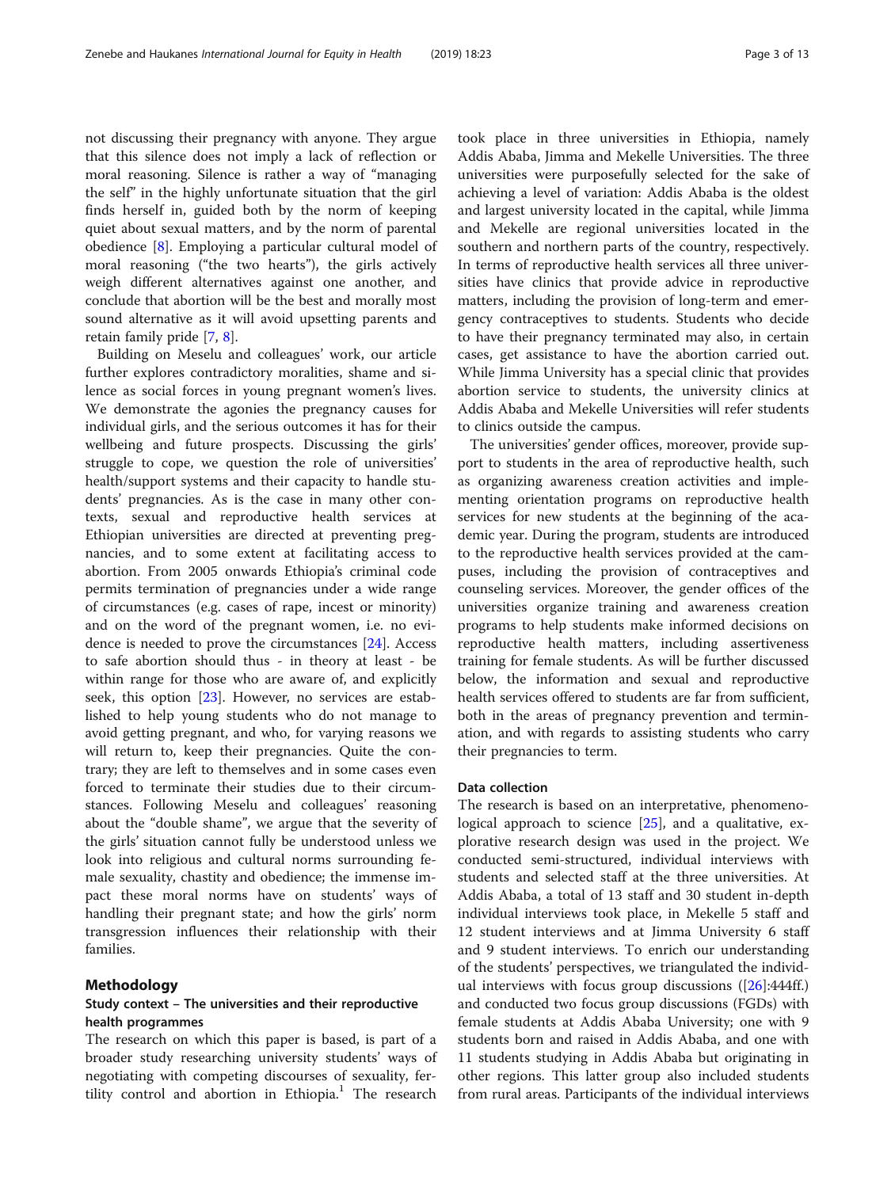not discussing their pregnancy with anyone. They argue that this silence does not imply a lack of reflection or moral reasoning. Silence is rather a way of "managing the self" in the highly unfortunate situation that the girl finds herself in, guided both by the norm of keeping quiet about sexual matters, and by the norm of parental obedience [8]. Employing a particular cultural model of moral reasoning ("the two hearts"), the girls actively weigh different alternatives against one another, and conclude that abortion will be the best and morally most sound alternative as it will avoid upsetting parents and retain family pride [7, 8].

Building on Meselu and colleagues' work, our article further explores contradictory moralities, shame and silence as social forces in young pregnant women's lives. We demonstrate the agonies the pregnancy causes for individual girls, and the serious outcomes it has for their wellbeing and future prospects. Discussing the girls' struggle to cope, we question the role of universities' health/support systems and their capacity to handle students' pregnancies. As is the case in many other contexts, sexual and reproductive health services at Ethiopian universities are directed at preventing pregnancies, and to some extent at facilitating access to abortion. From 2005 onwards Ethiopia's criminal code permits termination of pregnancies under a wide range of circumstances (e.g. cases of rape, incest or minority) and on the word of the pregnant women, i.e. no evidence is needed to prove the circumstances [24]. Access to safe abortion should thus - in theory at least - be within range for those who are aware of, and explicitly seek, this option [23]. However, no services are established to help young students who do not manage to avoid getting pregnant, and who, for varying reasons we will return to, keep their pregnancies. Quite the contrary; they are left to themselves and in some cases even forced to terminate their studies due to their circumstances. Following Meselu and colleagues' reasoning about the "double shame", we argue that the severity of the girls' situation cannot fully be understood unless we look into religious and cultural norms surrounding female sexuality, chastity and obedience; the immense impact these moral norms have on students' ways of handling their pregnant state; and how the girls' norm transgression influences their relationship with their families.

## Methodology

### Study context – The universities and their reproductive health programmes

The research on which this paper is based, is part of a broader study researching university students' ways of negotiating with competing discourses of sexuality, fertility control and abortion in Ethiopia.[1] The research took place in three universities in Ethiopia, namely Addis Ababa, Jimma and Mekelle Universities. The three universities were purposefully selected for the sake of achieving a level of variation: Addis Ababa is the oldest and largest university located in the capital, while Jimma and Mekelle are regional universities located in the southern and northern parts of the country, respectively. In terms of reproductive health services all three universities have clinics that provide advice in reproductive matters, including the provision of long-term and emergency contraceptives to students. Students who decide to have their pregnancy terminated may also, in certain cases, get assistance to have the abortion carried out. While Jimma University has a special clinic that provides abortion service to students, the university clinics at Addis Ababa and Mekelle Universities will refer students to clinics outside the campus.

The universities' gender offices, moreover, provide support to students in the area of reproductive health, such as organizing awareness creation activities and implementing orientation programs on reproductive health services for new students at the beginning of the academic year. During the program, students are introduced to the reproductive health services provided at the campuses, including the provision of contraceptives and counseling services. Moreover, the gender offices of the universities organize training and awareness creation programs to help students make informed decisions on reproductive health matters, including assertiveness training for female students. As will be further discussed below, the information and sexual and reproductive health services offered to students are far from sufficient, both in the areas of pregnancy prevention and termination, and with regards to assisting students who carry their pregnancies to term.

### Data collection

The research is based on an interpretative, phenomenological approach to science [25], and a qualitative, explorative research design was used in the project. We conducted semi-structured, individual interviews with students and selected staff at the three universities. At Addis Ababa, a total of 13 staff and 30 student in-depth individual interviews took place, in Mekelle 5 staff and 12 student interviews and at Jimma University 6 staff and 9 student interviews. To enrich our understanding of the students' perspectives, we triangulated the individual interviews with focus group discussions ([26]:444ff.) and conducted two focus group discussions (FGDs) with female students at Addis Ababa University; one with 9 students born and raised in Addis Ababa, and one with 11 students studying in Addis Ababa but originating in other regions. This latter group also included students from rural areas. Participants of the individual interviews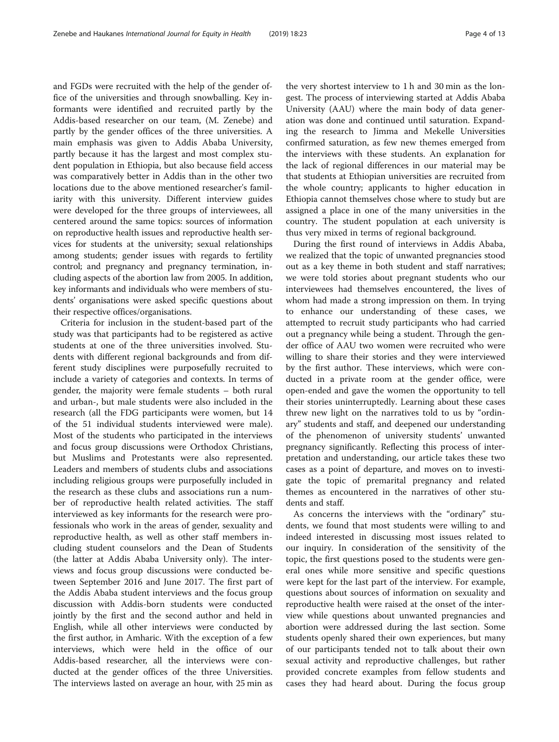and FGDs were recruited with the help of the gender office of the universities and through snowballing. Key informants were identified and recruited partly by the Addis-based researcher on our team, (M. Zenebe) and partly by the gender offices of the three universities. A main emphasis was given to Addis Ababa University, partly because it has the largest and most complex student population in Ethiopia, but also because field access was comparatively better in Addis than in the other two locations due to the above mentioned researcher's familiarity with this university. Different interview guides were developed for the three groups of interviewees, all centered around the same topics: sources of information on reproductive health issues and reproductive health services for students at the university; sexual relationships among students; gender issues with regards to fertility control; and pregnancy and pregnancy termination, including aspects of the abortion law from 2005. In addition, key informants and individuals who were members of students' organisations were asked specific questions about their respective offices/organisations.

Criteria for inclusion in the student-based part of the study was that participants had to be registered as active students at one of the three universities involved. Students with different regional backgrounds and from different study disciplines were purposefully recruited to include a variety of categories and contexts. In terms of gender, the majority were female students – both rural and urban-, but male students were also included in the research (all the FDG participants were women, but 14 of the 51 individual students interviewed were male). Most of the students who participated in the interviews and focus group discussions were Orthodox Christians, but Muslims and Protestants were also represented. Leaders and members of students clubs and associations including religious groups were purposefully included in the research as these clubs and associations run a number of reproductive health related activities. The staff interviewed as key informants for the research were professionals who work in the areas of gender, sexuality and reproductive health, as well as other staff members including student counselors and the Dean of Students (the latter at Addis Ababa University only). The interviews and focus group discussions were conducted between September 2016 and June 2017. The first part of the Addis Ababa student interviews and the focus group discussion with Addis-born students were conducted jointly by the first and the second author and held in English, while all other interviews were conducted by the first author, in Amharic. With the exception of a few interviews, which were held in the office of our Addis-based researcher, all the interviews were conducted at the gender offices of the three Universities. The interviews lasted on average an hour, with 25 min as the very shortest interview to 1 h and 30 min as the longest. The process of interviewing started at Addis Ababa University (AAU) where the main body of data generation was done and continued until saturation. Expanding the research to Jimma and Mekelle Universities confirmed saturation, as few new themes emerged from the interviews with these students. An explanation for the lack of regional differences in our material may be that students at Ethiopian universities are recruited from the whole country; applicants to higher education in Ethiopia cannot themselves chose where to study but are assigned a place in one of the many universities in the country. The student population at each university is thus very mixed in terms of regional background.

During the first round of interviews in Addis Ababa, we realized that the topic of unwanted pregnancies stood out as a key theme in both student and staff narratives; we were told stories about pregnant students who our interviewees had themselves encountered, the lives of whom had made a strong impression on them. In trying to enhance our understanding of these cases, we attempted to recruit study participants who had carried out a pregnancy while being a student. Through the gender office of AAU two women were recruited who were willing to share their stories and they were interviewed by the first author. These interviews, which were conducted in a private room at the gender office, were open-ended and gave the women the opportunity to tell their stories uninterruptedly. Learning about these cases threw new light on the narratives told to us by "ordinary" students and staff, and deepened our understanding of the phenomenon of university students' unwanted pregnancy significantly. Reflecting this process of interpretation and understanding, our article takes these two cases as a point of departure, and moves on to investigate the topic of premarital pregnancy and related themes as encountered in the narratives of other students and staff.

As concerns the interviews with the "ordinary" students, we found that most students were willing to and indeed interested in discussing most issues related to our inquiry. In consideration of the sensitivity of the topic, the first questions posed to the students were general ones while more sensitive and specific questions were kept for the last part of the interview. For example, questions about sources of information on sexuality and reproductive health were raised at the onset of the interview while questions about unwanted pregnancies and abortion were addressed during the last section. Some students openly shared their own experiences, but many of our participants tended not to talk about their own sexual activity and reproductive challenges, but rather provided concrete examples from fellow students and cases they had heard about. During the focus group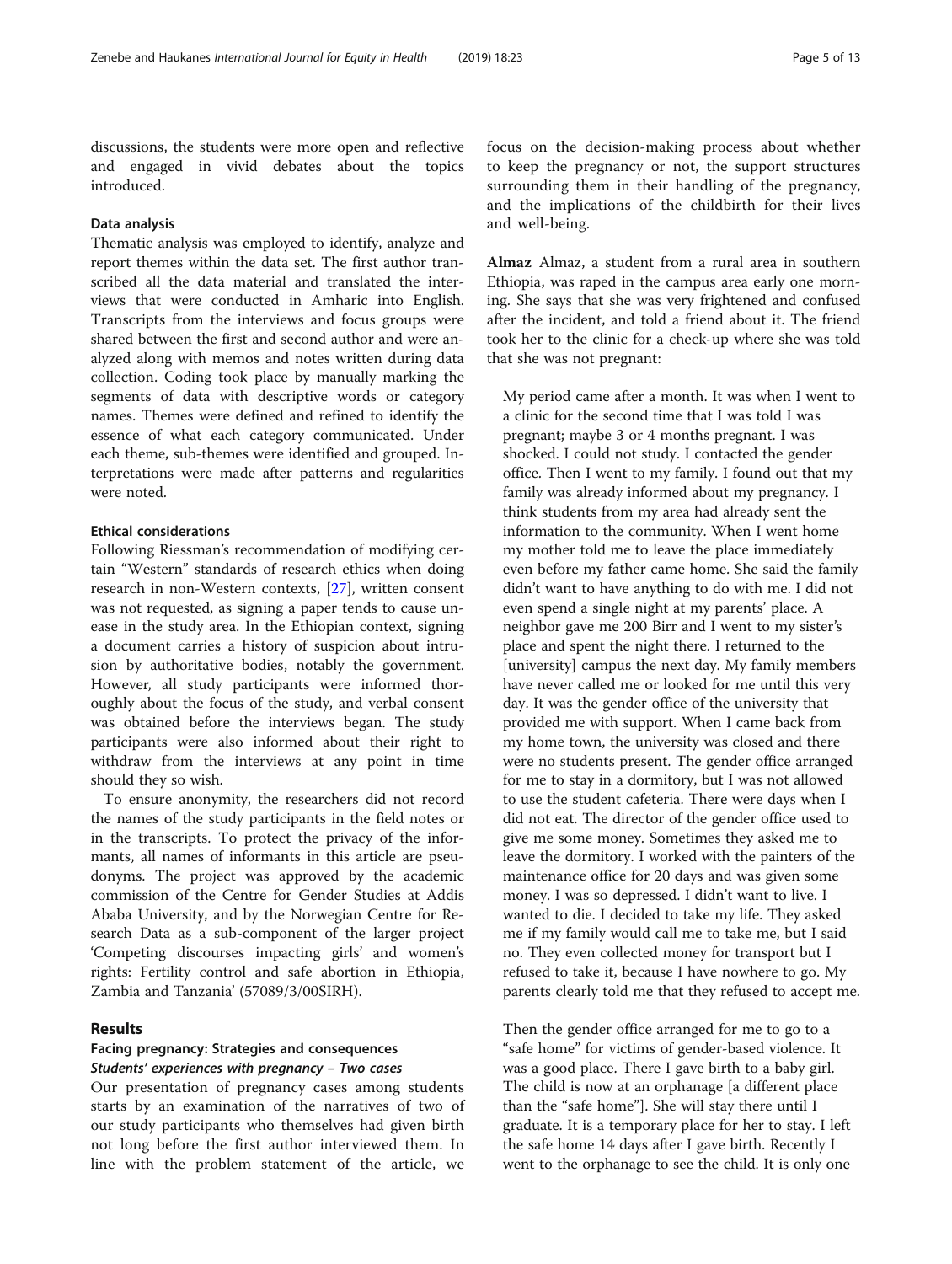discussions, the students were more open and reflective and engaged in vivid debates about the topics introduced.

### Data analysis

Thematic analysis was employed to identify, analyze and report themes within the data set. The first author transcribed all the data material and translated the interviews that were conducted in Amharic into English. Transcripts from the interviews and focus groups were shared between the first and second author and were analyzed along with memos and notes written during data collection. Coding took place by manually marking the segments of data with descriptive words or category names. Themes were defined and refined to identify the essence of what each category communicated. Under each theme, sub-themes were identified and grouped. Interpretations were made after patterns and regularities were noted.

### Ethical considerations

Following Riessman's recommendation of modifying certain "Western" standards of research ethics when doing research in non-Western contexts, [27], written consent was not requested, as signing a paper tends to cause unease in the study area. In the Ethiopian context, signing a document carries a history of suspicion about intrusion by authoritative bodies, notably the government. However, all study participants were informed thoroughly about the focus of the study, and verbal consent was obtained before the interviews began. The study participants were also informed about their right to withdraw from the interviews at any point in time should they so wish.

To ensure anonymity, the researchers did not record the names of the study participants in the field notes or in the transcripts. To protect the privacy of the informants, all names of informants in this article are pseudonyms. The project was approved by the academic commission of the Centre for Gender Studies at Addis Ababa University, and by the Norwegian Centre for Research Data as a sub-component of the larger project 'Competing discourses impacting girls' and women's rights: Fertility control and safe abortion in Ethiopia, Zambia and Tanzania' (57089/3/00SIRH).

## Results

### Facing pregnancy: Strategies and consequences

#### *Students' experiences with pregnancy – Two cases*

Our presentation of pregnancy cases among students starts by an examination of the narratives of two of our study participants who themselves had given birth not long before the first author interviewed them. In line with the problem statement of the article, we focus on the decision-making process about whether to keep the pregnancy or not, the support structures surrounding them in their handling of the pregnancy, and the implications of the childbirth for their lives and well-being.

**Almaz** Almaz, a student from a rural area in southern Ethiopia, was raped in the campus area early one morning. She says that she was very frightened and confused after the incident, and told a friend about it. The friend took her to the clinic for a check-up where she was told that she was not pregnant:

> My period came after a month. It was when I went to a clinic for the second time that I was told I was pregnant; maybe 3 or 4 months pregnant. I was shocked. I could not study. I contacted the gender office. Then I went to my family. I found out that my family was already informed about my pregnancy. I think students from my area had already sent the information to the community. When I went home my mother told me to leave the place immediately even before my father came home. She said the family didn't want to have anything to do with me. I did not even spend a single night at my parents' place. A neighbor gave me 200 Birr and I went to my sister's place and spent the night there. I returned to the [university] campus the next day. My family members have never called me or looked for me until this very day. It was the gender office of the university that provided me with support. When I came back from my home town, the university was closed and there were no students present. The gender office arranged for me to stay in a dormitory, but I was not allowed to use the student cafeteria. There were days when I did not eat. The director of the gender office used to give me some money. Sometimes they asked me to leave the dormitory. I worked with the painters of the maintenance office for 20 days and was given some money. I was so depressed. I didn't want to live. I wanted to die. I decided to take my life. They asked me if my family would call me to take me, but I said no. They even collected money for transport but I refused to take it, because I have nowhere to go. My parents clearly told me that they refused to accept me.
>
> Then the gender office arranged for me to go to a "safe home" for victims of gender-based violence. It was a good place. There I gave birth to a baby girl. The child is now at an orphanage [a different place than the "safe home"]. She will stay there until I graduate. It is a temporary place for her to stay. I left the safe home 14 days after I gave birth. Recently I went to the orphanage to see the child. It is only one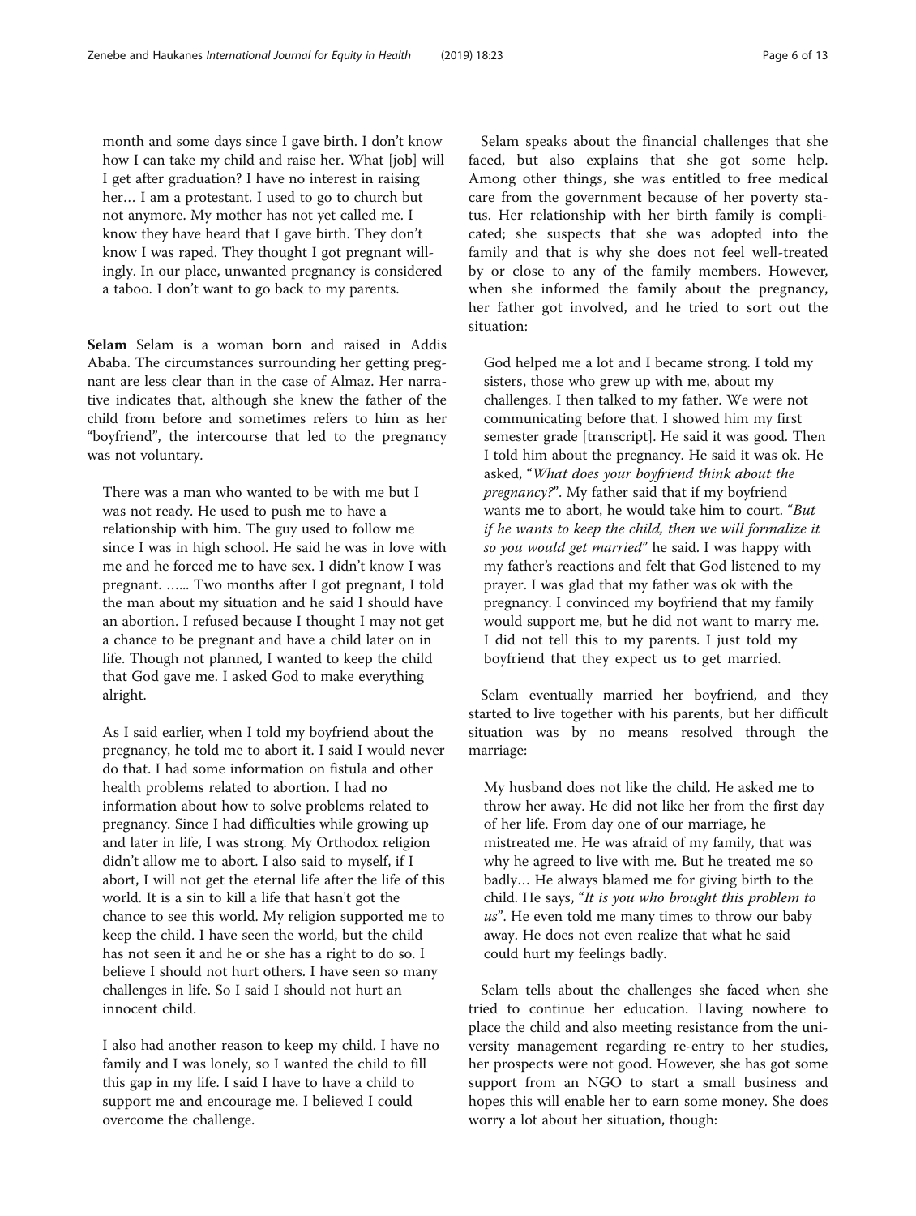month and some days since I gave birth. I don't know how I can take my child and raise her. What [job] will I get after graduation? I have no interest in raising her… I am a protestant. I used to go to church but not anymore. My mother has not yet called me. I know they have heard that I gave birth. They don't know I was raped. They thought I got pregnant willingly. In our place, unwanted pregnancy is considered a taboo. I don't want to go back to my parents.

**Selam** Selam is a woman born and raised in Addis Ababa. The circumstances surrounding her getting pregnant are less clear than in the case of Almaz. Her narrative indicates that, although she knew the father of the child from before and sometimes refers to him as her "boyfriend", the intercourse that led to the pregnancy was not voluntary.

> There was a man who wanted to be with me but I was not ready. He used to push me to have a relationship with him. The guy used to follow me since I was in high school. He said he was in love with me and he forced me to have sex. I didn't know I was pregnant. …... Two months after I got pregnant, I told the man about my situation and he said I should have an abortion. I refused because I thought I may not get a chance to be pregnant and have a child later on in life. Though not planned, I wanted to keep the child that God gave me. I asked God to make everything alright.
>
> As I said earlier, when I told my boyfriend about the pregnancy, he told me to abort it. I said I would never do that. I had some information on fistula and other health problems related to abortion. I had no information about how to solve problems related to pregnancy. Since I had difficulties while growing up and later in life, I was strong. My Orthodox religion didn't allow me to abort. I also said to myself, if I abort, I will not get the eternal life after the life of this world. It is a sin to kill a life that hasn't got the chance to see this world. My religion supported me to keep the child. I have seen the world, but the child has not seen it and he or she has a right to do so. I believe I should not hurt others. I have seen so many challenges in life. So I said I should not hurt an innocent child.
>
> I also had another reason to keep my child. I have no family and I was lonely, so I wanted the child to fill this gap in my life. I said I have to have a child to support me and encourage me. I believed I could overcome the challenge.

Selam speaks about the financial challenges that she faced, but also explains that she got some help. Among other things, she was entitled to free medical care from the government because of her poverty status. Her relationship with her birth family is complicated; she suspects that she was adopted into the family and that is why she does not feel well-treated by or close to any of the family members. However, when she informed the family about the pregnancy, her father got involved, and he tried to sort out the situation:

> God helped me a lot and I became strong. I told my sisters, those who grew up with me, about my challenges. I then talked to my father. We were not communicating before that. I showed him my first semester grade [transcript]. He said it was good. Then I told him about the pregnancy. He said it was ok. He asked, "*What does your boyfriend think about the pregnancy?*". My father said that if my boyfriend wants me to abort, he would take him to court. "*But if he wants to keep the child, then we will formalize it so you would get married*" he said. I was happy with my father's reactions and felt that God listened to my prayer. I was glad that my father was ok with the pregnancy. I convinced my boyfriend that my family would support me, but he did not want to marry me. I did not tell this to my parents. I just told my boyfriend that they expect us to get married.

Selam eventually married her boyfriend, and they started to live together with his parents, but her difficult situation was by no means resolved through the marriage:

> My husband does not like the child. He asked me to throw her away. He did not like her from the first day of her life. From day one of our marriage, he mistreated me. He was afraid of my family, that was why he agreed to live with me. But he treated me so badly… He always blamed me for giving birth to the child. He says, "*It is you who brought this problem to us*". He even told me many times to throw our baby away. He does not even realize that what he said could hurt my feelings badly.

Selam tells about the challenges she faced when she tried to continue her education. Having nowhere to place the child and also meeting resistance from the university management regarding re-entry to her studies, her prospects were not good. However, she has got some support from an NGO to start a small business and hopes this will enable her to earn some money. She does worry a lot about her situation, though: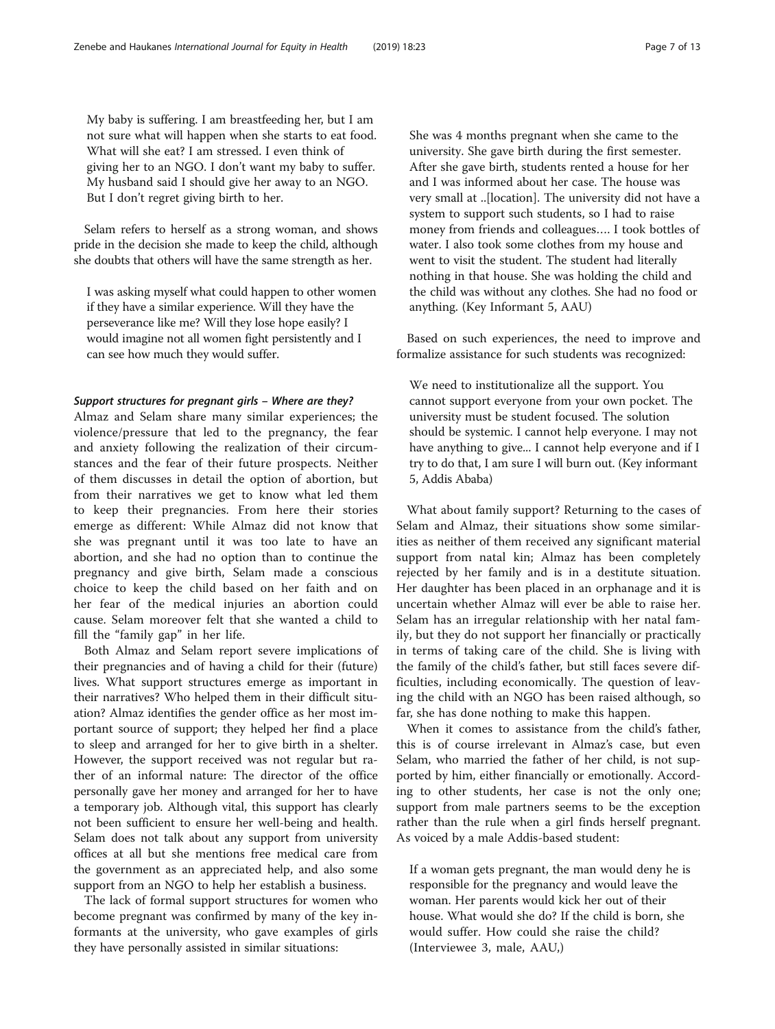> My baby is suffering. I am breastfeeding her, but I am not sure what will happen when she starts to eat food. What will she eat? I am stressed. I even think of giving her to an NGO. I don't want my baby to suffer. My husband said I should give her away to an NGO. But I don't regret giving birth to her.

Selam refers to herself as a strong woman, and shows pride in the decision she made to keep the child, although she doubts that others will have the same strength as her.

> I was asking myself what could happen to other women if they have a similar experience. Will they have the perseverance like me? Will they lose hope easily? I would imagine not all women fight persistently and I can see how much they would suffer.

#### *Support structures for pregnant girls – Where are they?*

Almaz and Selam share many similar experiences; the violence/pressure that led to the pregnancy, the fear and anxiety following the realization of their circumstances and the fear of their future prospects. Neither of them discusses in detail the option of abortion, but from their narratives we get to know what led them to keep their pregnancies. From here their stories emerge as different: While Almaz did not know that she was pregnant until it was too late to have an abortion, and she had no option than to continue the pregnancy and give birth, Selam made a conscious choice to keep the child based on her faith and on her fear of the medical injuries an abortion could cause. Selam moreover felt that she wanted a child to fill the "family gap" in her life.

Both Almaz and Selam report severe implications of their pregnancies and of having a child for their (future) lives. What support structures emerge as important in their narratives? Who helped them in their difficult situation? Almaz identifies the gender office as her most important source of support; they helped her find a place to sleep and arranged for her to give birth in a shelter. However, the support received was not regular but rather of an informal nature: The director of the office personally gave her money and arranged for her to have a temporary job. Although vital, this support has clearly not been sufficient to ensure her well-being and health. Selam does not talk about any support from university offices at all but she mentions free medical care from the government as an appreciated help, and also some support from an NGO to help her establish a business.

The lack of formal support structures for women who become pregnant was confirmed by many of the key informants at the university, who gave examples of girls they have personally assisted in similar situations:

> She was 4 months pregnant when she came to the university. She gave birth during the first semester. After she gave birth, students rented a house for her and I was informed about her case. The house was very small at ..[location]. The university did not have a system to support such students, so I had to raise money from friends and colleagues…. I took bottles of water. I also took some clothes from my house and went to visit the student. The student had literally nothing in that house. She was holding the child and the child was without any clothes. She had no food or anything. (Key Informant 5, AAU)

Based on such experiences, the need to improve and formalize assistance for such students was recognized:

> We need to institutionalize all the support. You cannot support everyone from your own pocket. The university must be student focused. The solution should be systemic. I cannot help everyone. I may not have anything to give... I cannot help everyone and if I try to do that, I am sure I will burn out. (Key informant 5, Addis Ababa)

What about family support? Returning to the cases of Selam and Almaz, their situations show some similarities as neither of them received any significant material support from natal kin; Almaz has been completely rejected by her family and is in a destitute situation. Her daughter has been placed in an orphanage and it is uncertain whether Almaz will ever be able to raise her. Selam has an irregular relationship with her natal family, but they do not support her financially or practically in terms of taking care of the child. She is living with the family of the child's father, but still faces severe difficulties, including economically. The question of leaving the child with an NGO has been raised although, so far, she has done nothing to make this happen.

When it comes to assistance from the child's father, this is of course irrelevant in Almaz's case, but even Selam, who married the father of her child, is not supported by him, either financially or emotionally. According to other students, her case is not the only one; support from male partners seems to be the exception rather than the rule when a girl finds herself pregnant. As voiced by a male Addis-based student:

> If a woman gets pregnant, the man would deny he is responsible for the pregnancy and would leave the woman. Her parents would kick her out of their house. What would she do? If the child is born, she would suffer. How could she raise the child? (Interviewee 3, male, AAU,)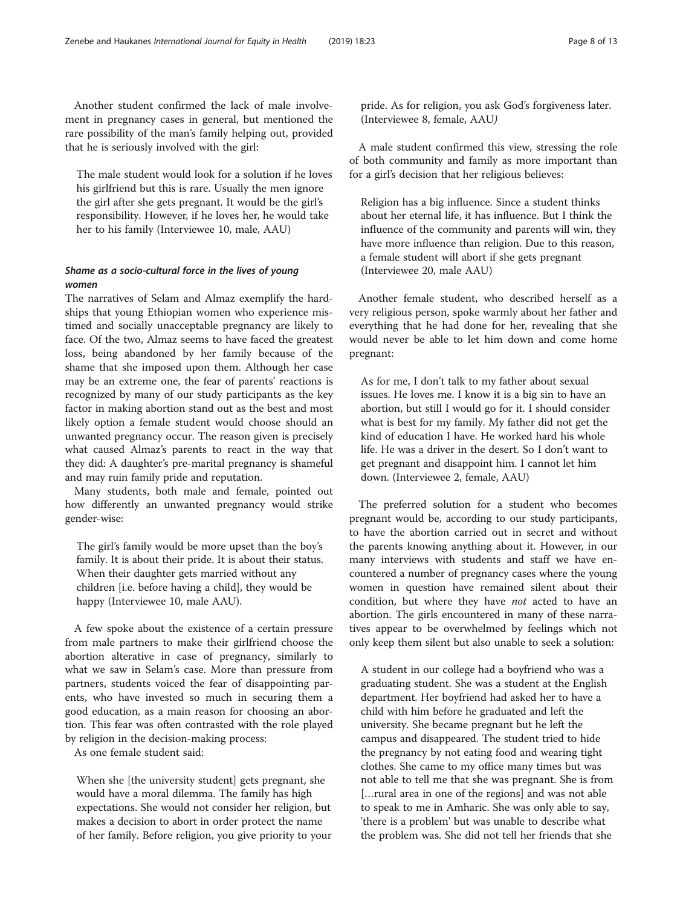Another student confirmed the lack of male involvement in pregnancy cases in general, but mentioned the rare possibility of the man's family helping out, provided that he is seriously involved with the girl:

> The male student would look for a solution if he loves his girlfriend but this is rare. Usually the men ignore the girl after she gets pregnant. It would be the girl's responsibility. However, if he loves her, he would take her to his family (Interviewee 10, male, AAU)

### *Shame as a socio-cultural force in the lives of young women*

The narratives of Selam and Almaz exemplify the hardships that young Ethiopian women who experience mistimed and socially unacceptable pregnancy are likely to face. Of the two, Almaz seems to have faced the greatest loss, being abandoned by her family because of the shame that she imposed upon them. Although her case may be an extreme one, the fear of parents' reactions is recognized by many of our study participants as the key factor in making abortion stand out as the best and most likely option a female student would choose should an unwanted pregnancy occur. The reason given is precisely what caused Almaz's parents to react in the way that they did: A daughter's pre-marital pregnancy is shameful and may ruin family pride and reputation.

Many students, both male and female, pointed out how differently an unwanted pregnancy would strike gender-wise:

> The girl's family would be more upset than the boy's family. It is about their pride. It is about their status. When their daughter gets married without any children [i.e. before having a child], they would be happy (Interviewee 10, male AAU).

A few spoke about the existence of a certain pressure from male partners to make their girlfriend choose the abortion alterative in case of pregnancy, similarly to what we saw in Selam's case. More than pressure from partners, students voiced the fear of disappointing parents, who have invested so much in securing them a good education, as a main reason for choosing an abortion. This fear was often contrasted with the role played by religion in the decision-making process:

As one female student said:

> When she [the university student] gets pregnant, she would have a moral dilemma. The family has high expectations. She would not consider her religion, but makes a decision to abort in order protect the name of her family. Before religion, you give priority to your pride. As for religion, you ask God's forgiveness later. (Interviewee 8, female, AAU*)*

A male student confirmed this view, stressing the role of both community and family as more important than for a girl's decision that her religious believes:

> Religion has a big influence. Since a student thinks about her eternal life, it has influence. But I think the influence of the community and parents will win, they have more influence than religion. Due to this reason, a female student will abort if she gets pregnant (Interviewee 20, male AAU)

Another female student, who described herself as a very religious person, spoke warmly about her father and everything that he had done for her, revealing that she would never be able to let him down and come home pregnant:

> As for me, I don't talk to my father about sexual issues. He loves me. I know it is a big sin to have an abortion, but still I would go for it. I should consider what is best for my family. My father did not get the kind of education I have. He worked hard his whole life. He was a driver in the desert. So I don't want to get pregnant and disappoint him. I cannot let him down. (Interviewee 2, female, AAU)

The preferred solution for a student who becomes pregnant would be, according to our study participants, to have the abortion carried out in secret and without the parents knowing anything about it. However, in our many interviews with students and staff we have encountered a number of pregnancy cases where the young women in question have remained silent about their condition, but where they have *not* acted to have an abortion. The girls encountered in many of these narratives appear to be overwhelmed by feelings which not only keep them silent but also unable to seek a solution:

> A student in our college had a boyfriend who was a graduating student. She was a student at the English department. Her boyfriend had asked her to have a child with him before he graduated and left the university. She became pregnant but he left the campus and disappeared. The student tried to hide the pregnancy by not eating food and wearing tight clothes. She came to my office many times but was not able to tell me that she was pregnant. She is from […rural area in one of the regions] and was not able to speak to me in Amharic. She was only able to say, 'there is a problem' but was unable to describe what the problem was. She did not tell her friends that she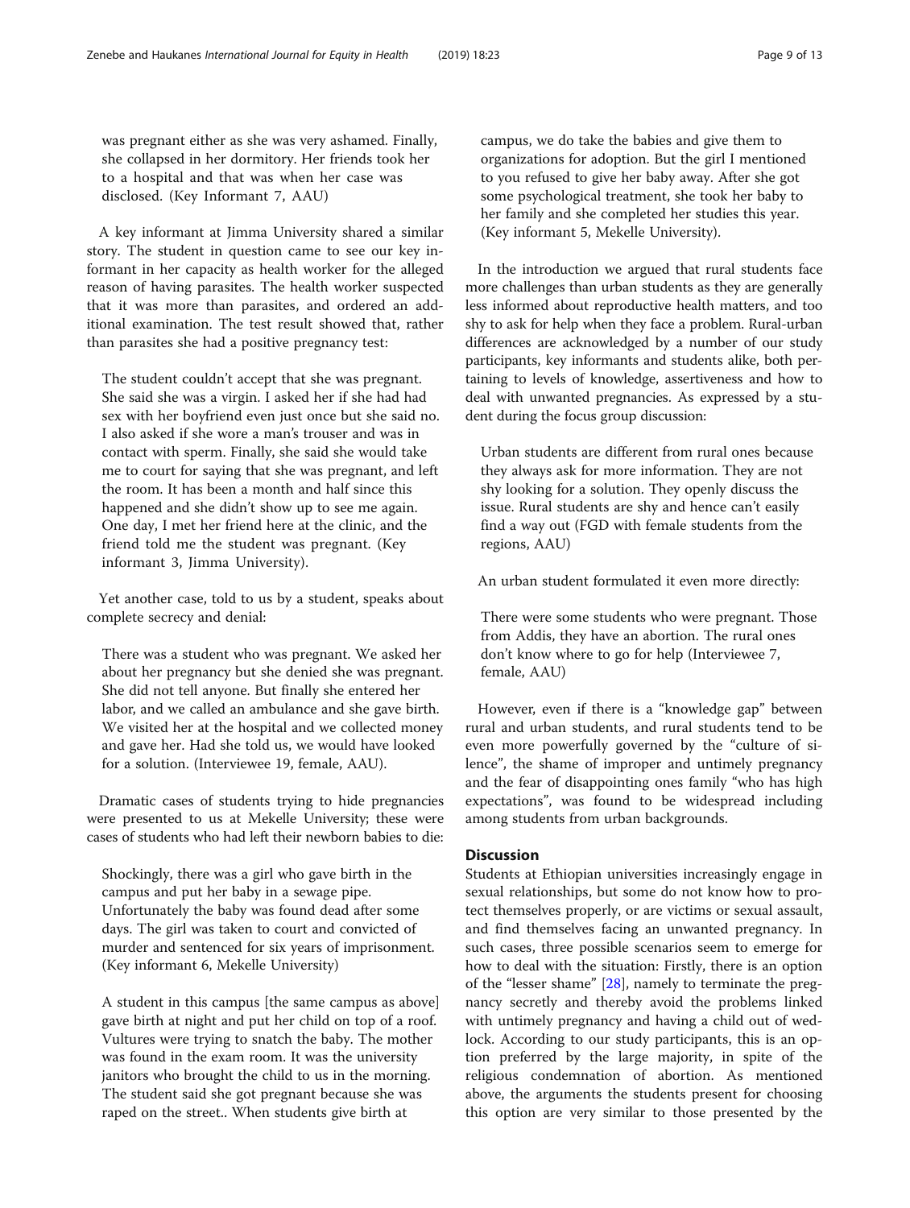was pregnant either as she was very ashamed. Finally, she collapsed in her dormitory. Her friends took her to a hospital and that was when her case was disclosed. (Key Informant 7, AAU)

A key informant at Jimma University shared a similar story. The student in question came to see our key informant in her capacity as health worker for the alleged reason of having parasites. The health worker suspected that it was more than parasites, and ordered an additional examination. The test result showed that, rather than parasites she had a positive pregnancy test:

> The student couldn't accept that she was pregnant. She said she was a virgin. I asked her if she had had sex with her boyfriend even just once but she said no. I also asked if she wore a man's trouser and was in contact with sperm. Finally, she said she would take me to court for saying that she was pregnant, and left the room. It has been a month and half since this happened and she didn't show up to see me again. One day, I met her friend here at the clinic, and the friend told me the student was pregnant. (Key informant 3, Jimma University).

Yet another case, told to us by a student, speaks about complete secrecy and denial:

> There was a student who was pregnant. We asked her about her pregnancy but she denied she was pregnant. She did not tell anyone. But finally she entered her labor, and we called an ambulance and she gave birth. We visited her at the hospital and we collected money and gave her. Had she told us, we would have looked for a solution. (Interviewee 19, female, AAU).

Dramatic cases of students trying to hide pregnancies were presented to us at Mekelle University; these were cases of students who had left their newborn babies to die:

> Shockingly, there was a girl who gave birth in the campus and put her baby in a sewage pipe. Unfortunately the baby was found dead after some days. The girl was taken to court and convicted of murder and sentenced for six years of imprisonment. (Key informant 6, Mekelle University)

> A student in this campus [the same campus as above] gave birth at night and put her child on top of a roof. Vultures were trying to snatch the baby. The mother was found in the exam room. It was the university janitors who brought the child to us in the morning. The student said she got pregnant because she was raped on the street.. When students give birth at campus, we do take the babies and give them to organizations for adoption. But the girl I mentioned to you refused to give her baby away. After she got some psychological treatment, she took her baby to her family and she completed her studies this year. (Key informant 5, Mekelle University).

In the introduction we argued that rural students face more challenges than urban students as they are generally less informed about reproductive health matters, and too shy to ask for help when they face a problem. Rural-urban differences are acknowledged by a number of our study participants, key informants and students alike, both pertaining to levels of knowledge, assertiveness and how to deal with unwanted pregnancies. As expressed by a student during the focus group discussion:

> Urban students are different from rural ones because they always ask for more information. They are not shy looking for a solution. They openly discuss the issue. Rural students are shy and hence can't easily find a way out (FGD with female students from the regions, AAU)

An urban student formulated it even more directly:

> There were some students who were pregnant. Those from Addis, they have an abortion. The rural ones don't know where to go for help (Interviewee 7, female, AAU)

However, even if there is a "knowledge gap" between rural and urban students, and rural students tend to be even more powerfully governed by the "culture of silence", the shame of improper and untimely pregnancy and the fear of disappointing ones family "who has high expectations", was found to be widespread including among students from urban backgrounds.

## Discussion

Students at Ethiopian universities increasingly engage in sexual relationships, but some do not know how to protect themselves properly, or are victims or sexual assault, and find themselves facing an unwanted pregnancy. In such cases, three possible scenarios seem to emerge for how to deal with the situation: Firstly, there is an option of the "lesser shame" [28], namely to terminate the pregnancy secretly and thereby avoid the problems linked with untimely pregnancy and having a child out of wedlock. According to our study participants, this is an option preferred by the large majority, in spite of the religious condemnation of abortion. As mentioned above, the arguments the students present for choosing this option are very similar to those presented by the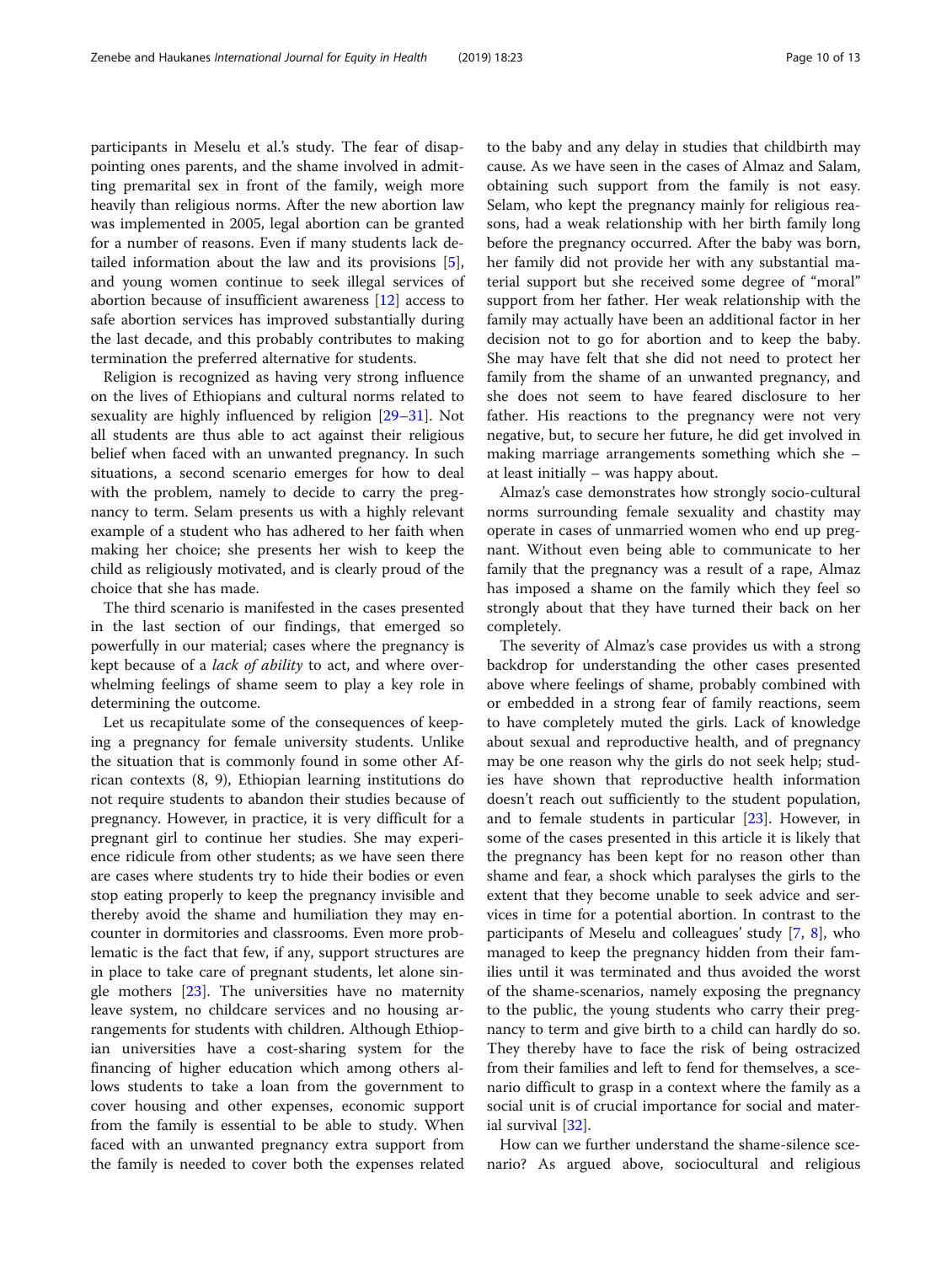participants in Meselu et al.'s study. The fear of disappointing ones parents, and the shame involved in admitting premarital sex in front of the family, weigh more heavily than religious norms. After the new abortion law was implemented in 2005, legal abortion can be granted for a number of reasons. Even if many students lack detailed information about the law and its provisions [5], and young women continue to seek illegal services of abortion because of insufficient awareness [12] access to safe abortion services has improved substantially during the last decade, and this probably contributes to making termination the preferred alternative for students.

Religion is recognized as having very strong influence on the lives of Ethiopians and cultural norms related to sexuality are highly influenced by religion [29–31]. Not all students are thus able to act against their religious belief when faced with an unwanted pregnancy. In such situations, a second scenario emerges for how to deal with the problem, namely to decide to carry the pregnancy to term. Selam presents us with a highly relevant example of a student who has adhered to her faith when making her choice; she presents her wish to keep the child as religiously motivated, and is clearly proud of the choice that she has made.

The third scenario is manifested in the cases presented in the last section of our findings, that emerged so powerfully in our material; cases where the pregnancy is kept because of a *lack of ability* to act, and where overwhelming feelings of shame seem to play a key role in determining the outcome.

Let us recapitulate some of the consequences of keeping a pregnancy for female university students. Unlike the situation that is commonly found in some other African contexts (8, 9), Ethiopian learning institutions do not require students to abandon their studies because of pregnancy. However, in practice, it is very difficult for a pregnant girl to continue her studies. She may experience ridicule from other students; as we have seen there are cases where students try to hide their bodies or even stop eating properly to keep the pregnancy invisible and thereby avoid the shame and humiliation they may encounter in dormitories and classrooms. Even more problematic is the fact that few, if any, support structures are in place to take care of pregnant students, let alone single mothers [23]. The universities have no maternity leave system, no childcare services and no housing arrangements for students with children. Although Ethiopian universities have a cost-sharing system for the financing of higher education which among others allows students to take a loan from the government to cover housing and other expenses, economic support from the family is essential to be able to study. When faced with an unwanted pregnancy extra support from the family is needed to cover both the expenses related to the baby and any delay in studies that childbirth may cause. As we have seen in the cases of Almaz and Salam, obtaining such support from the family is not easy. Selam, who kept the pregnancy mainly for religious reasons, had a weak relationship with her birth family long before the pregnancy occurred. After the baby was born, her family did not provide her with any substantial material support but she received some degree of "moral" support from her father. Her weak relationship with the family may actually have been an additional factor in her decision not to go for abortion and to keep the baby. She may have felt that she did not need to protect her family from the shame of an unwanted pregnancy, and she does not seem to have feared disclosure to her father. His reactions to the pregnancy were not very negative, but, to secure her future, he did get involved in making marriage arrangements something which she – at least initially – was happy about.

Almaz's case demonstrates how strongly socio-cultural norms surrounding female sexuality and chastity may operate in cases of unmarried women who end up pregnant. Without even being able to communicate to her family that the pregnancy was a result of a rape, Almaz has imposed a shame on the family which they feel so strongly about that they have turned their back on her completely.

The severity of Almaz's case provides us with a strong backdrop for understanding the other cases presented above where feelings of shame, probably combined with or embedded in a strong fear of family reactions, seem to have completely muted the girls. Lack of knowledge about sexual and reproductive health, and of pregnancy may be one reason why the girls do not seek help; studies have shown that reproductive health information doesn't reach out sufficiently to the student population, and to female students in particular [23]. However, in some of the cases presented in this article it is likely that the pregnancy has been kept for no reason other than shame and fear, a shock which paralyses the girls to the extent that they become unable to seek advice and services in time for a potential abortion. In contrast to the participants of Meselu and colleagues' study [7, 8], who managed to keep the pregnancy hidden from their families until it was terminated and thus avoided the worst of the shame-scenarios, namely exposing the pregnancy to the public, the young students who carry their pregnancy to term and give birth to a child can hardly do so. They thereby have to face the risk of being ostracized from their families and left to fend for themselves, a scenario difficult to grasp in a context where the family as a social unit is of crucial importance for social and material survival [32].

How can we further understand the shame-silence scenario? As argued above, sociocultural and religious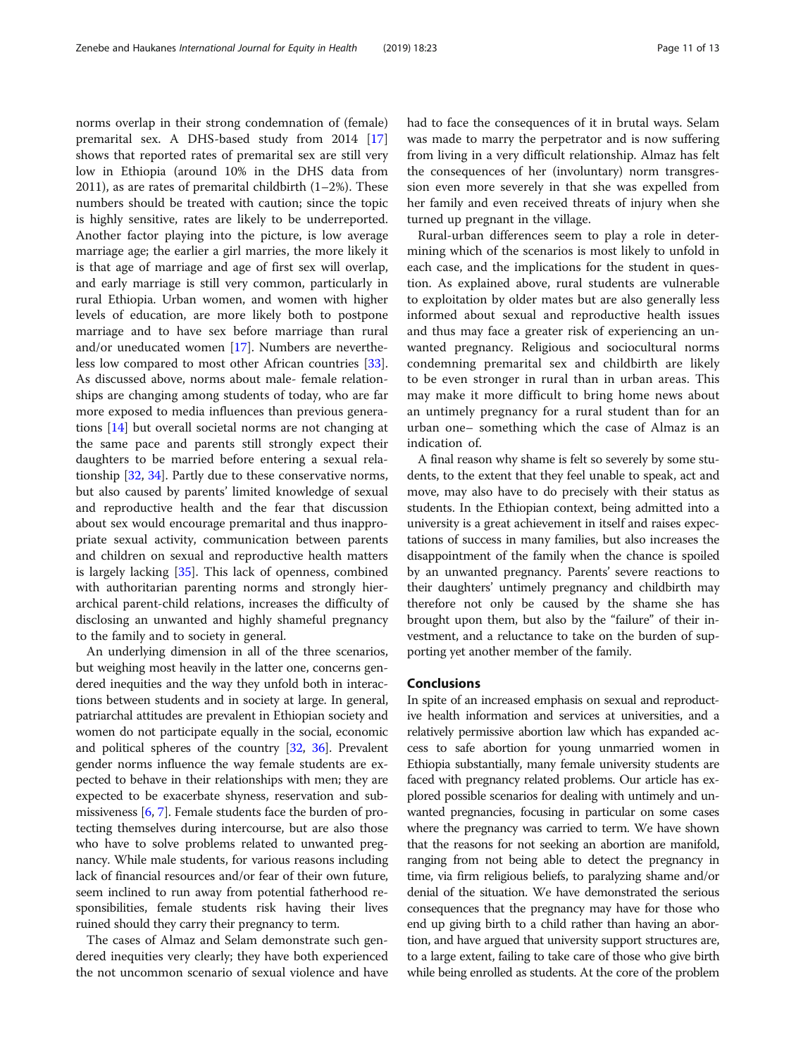norms overlap in their strong condemnation of (female) premarital sex. A DHS-based study from 2014 [17] shows that reported rates of premarital sex are still very low in Ethiopia (around 10% in the DHS data from 2011), as are rates of premarital childbirth (1–2%). These numbers should be treated with caution; since the topic is highly sensitive, rates are likely to be underreported. Another factor playing into the picture, is low average marriage age; the earlier a girl marries, the more likely it is that age of marriage and age of first sex will overlap, and early marriage is still very common, particularly in rural Ethiopia. Urban women, and women with higher levels of education, are more likely both to postpone marriage and to have sex before marriage than rural and/or uneducated women [17]. Numbers are nevertheless low compared to most other African countries [33]. As discussed above, norms about male- female relationships are changing among students of today, who are far more exposed to media influences than previous generations [14] but overall societal norms are not changing at the same pace and parents still strongly expect their daughters to be married before entering a sexual relationship [32, 34]. Partly due to these conservative norms, but also caused by parents' limited knowledge of sexual and reproductive health and the fear that discussion about sex would encourage premarital and thus inappropriate sexual activity, communication between parents and children on sexual and reproductive health matters is largely lacking [35]. This lack of openness, combined with authoritarian parenting norms and strongly hierarchical parent-child relations, increases the difficulty of disclosing an unwanted and highly shameful pregnancy to the family and to society in general.

An underlying dimension in all of the three scenarios, but weighing most heavily in the latter one, concerns gendered inequities and the way they unfold both in interactions between students and in society at large. In general, patriarchal attitudes are prevalent in Ethiopian society and women do not participate equally in the social, economic and political spheres of the country [32, 36]. Prevalent gender norms influence the way female students are expected to behave in their relationships with men; they are expected to be exacerbate shyness, reservation and submissiveness [6, 7]. Female students face the burden of protecting themselves during intercourse, but are also those who have to solve problems related to unwanted pregnancy. While male students, for various reasons including lack of financial resources and/or fear of their own future, seem inclined to run away from potential fatherhood responsibilities, female students risk having their lives ruined should they carry their pregnancy to term.

The cases of Almaz and Selam demonstrate such gendered inequities very clearly; they have both experienced the not uncommon scenario of sexual violence and have had to face the consequences of it in brutal ways. Selam was made to marry the perpetrator and is now suffering from living in a very difficult relationship. Almaz has felt the consequences of her (involuntary) norm transgression even more severely in that she was expelled from her family and even received threats of injury when she turned up pregnant in the village.

Rural-urban differences seem to play a role in determining which of the scenarios is most likely to unfold in each case, and the implications for the student in question. As explained above, rural students are vulnerable to exploitation by older mates but are also generally less informed about sexual and reproductive health issues and thus may face a greater risk of experiencing an unwanted pregnancy. Religious and sociocultural norms condemning premarital sex and childbirth are likely to be even stronger in rural than in urban areas. This may make it more difficult to bring home news about an untimely pregnancy for a rural student than for an urban one– something which the case of Almaz is an indication of.

A final reason why shame is felt so severely by some students, to the extent that they feel unable to speak, act and move, may also have to do precisely with their status as students. In the Ethiopian context, being admitted into a university is a great achievement in itself and raises expectations of success in many families, but also increases the disappointment of the family when the chance is spoiled by an unwanted pregnancy. Parents' severe reactions to their daughters' untimely pregnancy and childbirth may therefore not only be caused by the shame she has brought upon them, but also by the "failure" of their investment, and a reluctance to take on the burden of supporting yet another member of the family.

## Conclusions

In spite of an increased emphasis on sexual and reproductive health information and services at universities, and a relatively permissive abortion law which has expanded access to safe abortion for young unmarried women in Ethiopia substantially, many female university students are faced with pregnancy related problems. Our article has explored possible scenarios for dealing with untimely and unwanted pregnancies, focusing in particular on some cases where the pregnancy was carried to term. We have shown that the reasons for not seeking an abortion are manifold, ranging from not being able to detect the pregnancy in time, via firm religious beliefs, to paralyzing shame and/or denial of the situation. We have demonstrated the serious consequences that the pregnancy may have for those who end up giving birth to a child rather than having an abortion, and have argued that university support structures are, to a large extent, failing to take care of those who give birth while being enrolled as students. At the core of the problem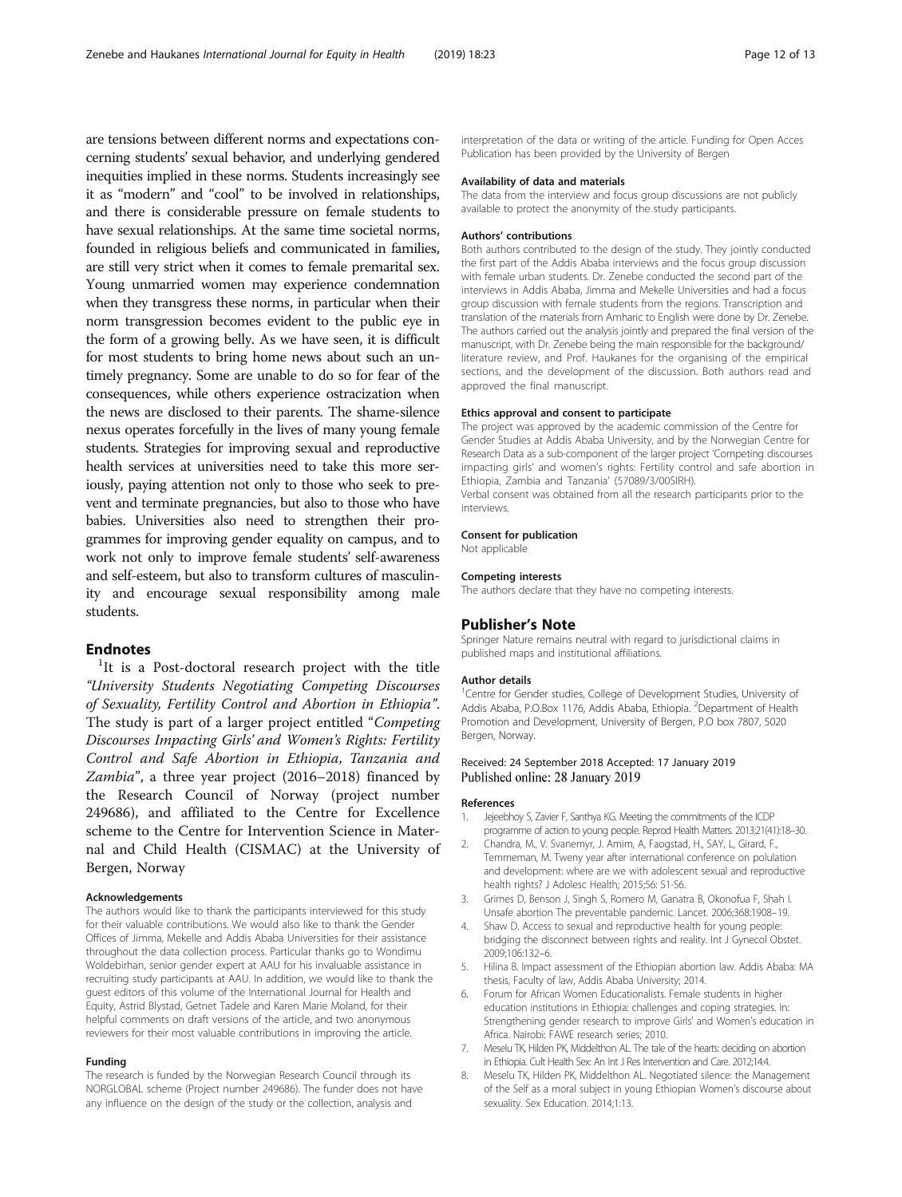are tensions between different norms and expectations concerning students' sexual behavior, and underlying gendered inequities implied in these norms. Students increasingly see it as "modern" and "cool" to be involved in relationships, and there is considerable pressure on female students to have sexual relationships. At the same time societal norms, founded in religious beliefs and communicated in families, are still very strict when it comes to female premarital sex. Young unmarried women may experience condemnation when they transgress these norms, in particular when their norm transgression becomes evident to the public eye in the form of a growing belly. As we have seen, it is difficult for most students to bring home news about such an untimely pregnancy. Some are unable to do so for fear of the consequences, while others experience ostracization when the news are disclosed to their parents. The shame-silence nexus operates forcefully in the lives of many young female students. Strategies for improving sexual and reproductive health services at universities need to take this more seriously, paying attention not only to those who seek to prevent and terminate pregnancies, but also to those who have babies. Universities also need to strengthen their programmes for improving gender equality on campus, and to work not only to improve female students' self-awareness and self-esteem, but also to transform cultures of masculinity and encourage sexual responsibility among male students.

## Endnotes

[1]It is a Post-doctoral research project with the title *"University Students Negotiating Competing Discourses of Sexuality, Fertility Control and Abortion in Ethiopia"*. The study is part of a larger project entitled "*Competing Discourses Impacting Girls' and Women's Rights: Fertility Control and Safe Abortion in Ethiopia, Tanzania and Zambia*", a three year project (2016–2018) financed by the Research Council of Norway (project number 249686), and affiliated to the Centre for Excellence scheme to the Centre for Intervention Science in Maternal and Child Health (CISMAC) at the University of Bergen, Norway

#### Acknowledgements

The authors would like to thank the participants interviewed for this study for their valuable contributions. We would also like to thank the Gender Offices of Jimma, Mekelle and Addis Ababa Universities for their assistance throughout the data collection process. Particular thanks go to Wondimu Woldebirhan, senior gender expert at AAU for his invaluable assistance in recruiting study participants at AAU. In addition, we would like to thank the guest editors of this volume of the International Journal for Health and Equity, Astrid Blystad, Getnet Tadele and Karen Marie Moland, for their helpful comments on draft versions of the article, and two anonymous reviewers for their most valuable contributions in improving the article.

#### Funding

The research is funded by the Norwegian Research Council through its NORGLOBAL scheme (Project number 249686). The funder does not have any influence on the design of the study or the collection, analysis and interpretation of the data or writing of the article. Funding for Open Acces Publication has been provided by the University of Bergen

#### Availability of data and materials

The data from the interview and focus group discussions are not publicly available to protect the anonymity of the study participants.

#### Authors' contributions

Both authors contributed to the design of the study. They jointly conducted the first part of the Addis Ababa interviews and the focus group discussion with female urban students. Dr. Zenebe conducted the second part of the interviews in Addis Ababa, Jimma and Mekelle Universities and had a focus group discussion with female students from the regions. Transcription and translation of the materials from Amharic to English were done by Dr. Zenebe. The authors carried out the analysis jointly and prepared the final version of the manuscript, with Dr. Zenebe being the main responsible for the background/ literature review, and Prof. Haukanes for the organising of the empirical sections, and the development of the discussion. Both authors read and approved the final manuscript.

#### Ethics approval and consent to participate

The project was approved by the academic commission of the Centre for Gender Studies at Addis Ababa University, and by the Norwegian Centre for Research Data as a sub-component of the larger project 'Competing discourses impacting girls' and women's rights: Fertility control and safe abortion in Ethiopia, Zambia and Tanzania' (57089/3/00SIRH).

Verbal consent was obtained from all the research participants prior to the interviews.

#### Consent for publication

Not applicable

#### Competing interests

The authors declare that they have no competing interests.

## Publisher's Note

Springer Nature remains neutral with regard to jurisdictional claims in published maps and institutional affiliations.

#### Author details

[1]Centre for Gender studies, College of Development Studies, University of Addis Ababa, P.O.Box 1176, Addis Ababa, Ethiopia. [2]Department of Health Promotion and Development, University of Bergen, P.O box 7807, 5020 Bergen, Norway.

Received: 24 September 2018 Accepted: 17 January 2019
Published online: 28 January 2019

#### References

1. Jejeebhoy S, Zavier F, Santhya KG. Meeting the commitments of the ICDP programme of action to young people. Reprod Health Matters. 2013;21(41):18–30.
2. Chandra, M., V. Svanemyr, J. Amim, A, Faogstad, H., SAY, L, Girard, F., Temmeman, M. Tweny year after international conference on polulation and development: where are we with adolescent sexual and reproductive health rights? J Adolesc Health; 2015;56: S1-S6.
3. Grimes D, Benson J, Singh S, Romero M, Ganatra B, Okonofua F, Shah I. Unsafe abortion The preventable pandemic. Lancet. 2006;368:1908–19.
4. Shaw D. Access to sexual and reproductive health for young people: bridging the disconnect between rights and reality. Int J Gynecol Obstet. 2009;106:132–6.
5. Hilina B. Impact assessment of the Ethiopian abortion law. Addis Ababa: MA thesis, Faculty of law, Addis Ababa University; 2014.
6. Forum for African Women Educationalists. Female students in higher education institutions in Ethiopia: challenges and coping strategies. In: Strengthening gender research to improve Girls' and Women's education in Africa. Nairobi: FAWE research series; 2010.
7. Meselu TK, Hilden PK, Middelthon AL. The tale of the hearts: deciding on abortion in Ethiopia. Cult Health Sex: An Int J Res Intervention and Care. 2012;14:4.
8. Meselu TK, Hilden PK, Middelthon AL. Negotiated silence: the Management of the Self as a moral subject in young Ethiopian Women's discourse about sexuality. Sex Education. 2014;1:13.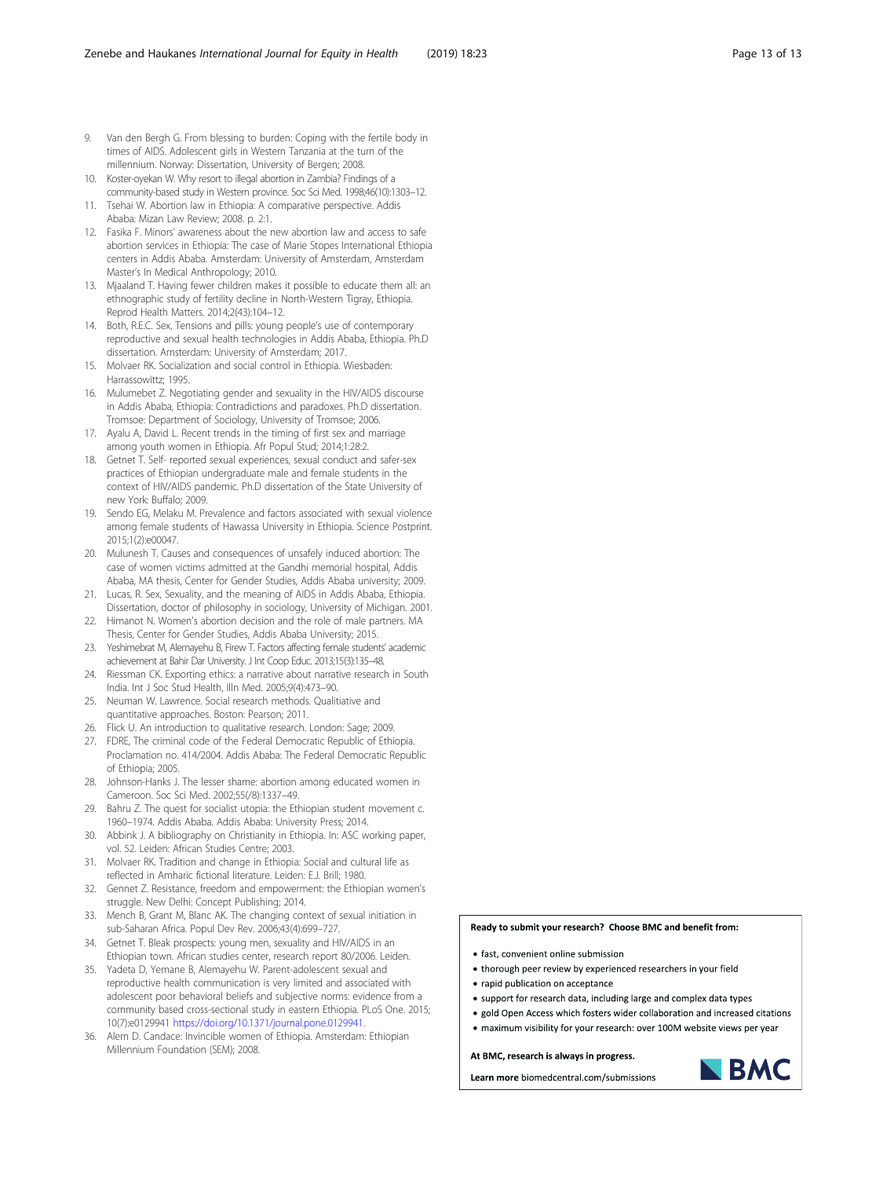9. Van den Bergh G. From blessing to burden: Coping with the fertile body in times of AIDS. Adolescent girls in Western Tanzania at the turn of the millennium. Norway: Dissertation, University of Bergen; 2008.
10. Koster-oyekan W. Why resort to illegal abortion in Zambia? Findings of a community-based study in Western province. Soc Sci Med. 1998;46(10):1303–12.
11. Tsehai W. Abortion law in Ethiopia: A comparative perspective. Addis Ababa: Mizan Law Review; 2008. p. 2:1.
12. Fasika F. Minors' awareness about the new abortion law and access to safe abortion services in Ethiopia: The case of Marie Stopes International Ethiopia centers in Addis Ababa. Amsterdam: University of Amsterdam, Amsterdam Master's In Medical Anthropology; 2010.
13. Mjaaland T. Having fewer children makes it possible to educate them all: an ethnographic study of fertility decline in North-Western Tigray, Ethiopia. Reprod Health Matters. 2014;2(43):104–12.
14. Both, R.E.C. Sex, Tensions and pills: young people's use of contemporary reproductive and sexual health technologies in Addis Ababa, Ethiopia. Ph.D dissertation. Amsterdam: University of Amsterdam; 2017.
15. Molvaer RK. Socialization and social control in Ethiopia. Wiesbaden: Harrassowittz; 1995.
16. Mulumebet Z. Negotiating gender and sexuality in the HIV/AIDS discourse in Addis Ababa, Ethiopia: Contradictions and paradoxes. Ph.D dissertation. Tromsoe: Department of Sociology, University of Tromsoe; 2006.
17. Ayalu A, David L. Recent trends in the timing of first sex and marriage among youth women in Ethiopia. Afr Popul Stud; 2014;1:28:2.
18. Getnet T. Self- reported sexual experiences, sexual conduct and safer-sex practices of Ethiopian undergraduate male and female students in the context of HIV/AIDS pandemic. Ph.D dissertation of the State University of new York: Buffalo; 2009.
19. Sendo EG, Melaku M. Prevalence and factors associated with sexual violence among female students of Hawassa University in Ethiopia. Science Postprint. 2015;1(2):e00047.
20. Mulunesh T. Causes and consequences of unsafely induced abortion: The case of women victims admitted at the Gandhi memorial hospital, Addis Ababa, MA thesis, Center for Gender Studies, Addis Ababa university; 2009.
21. Lucas, R. Sex, Sexuality, and the meaning of AIDS in Addis Ababa, Ethiopia. Dissertation, doctor of philosophy in sociology, University of Michigan. 2001.
22. Himanot N. Women's abortion decision and the role of male partners. MA Thesis, Center for Gender Studies, Addis Ababa University; 2015.
23. Yeshimebrat M, Alemayehu B, Firew T. Factors affecting female students' academic achievement at Bahir Dar University. J Int Coop Educ. 2013;15(3):135–48.
24. Riessman CK. Exporting ethics: a narrative about narrative research in South India. Int J Soc Stud Health, Illn Med. 2005;9(4):473–90.
25. Neuman W. Lawrence. Social research methods. Qualitative and quantitative approaches. Boston: Pearson; 2011.
26. Flick U. An introduction to qualitative research. London: Sage; 2009.
27. FDRE, The criminal code of the Federal Democratic Republic of Ethiopia. Proclamation no. 414/2004. Addis Ababa: The Federal Democratic Republic of Ethiopia; 2005.
28. Johnson-Hanks J. The lesser shame: abortion among educated women in Cameroon. Soc Sci Med. 2002;55(/8):1337–49.
29. Bahru Z. The quest for socialist utopia: the Ethiopian student movement c. 1960–1974. Addis Ababa. Addis Ababa: University Press; 2014.
30. Abbink J. A bibliography on Christianity in Ethiopia. In: ASC working paper, vol. 52. Leiden: African Studies Centre; 2003.
31. Molvaer RK. Tradition and change in Ethiopia: Social and cultural life as reflected in Amharic fictional literature. Leiden: E.J. Brill; 1980.
32. Gennet Z. Resistance, freedom and empowerment: the Ethiopian women's struggle. New Delhi: Concept Publishing; 2014.
33. Mench B, Grant M, Blanc AK. The changing context of sexual initiation in sub-Saharan Africa. Popul Dev Rev. 2006;43(4):699–727.
34. Getnet T. Bleak prospects: young men, sexuality and HIV/AIDS in an Ethiopian town. African studies center, research report 80/2006. Leiden.
35. Yadeta D, Yemane B, Alemayehu W. Parent-adolescent sexual and reproductive health communication is very limited and associated with adolescent poor behavioral beliefs and subjective norms: evidence from a community based cross-sectional study in eastern Ethiopia. PLoS One. 2015; 10(7):e0129941 https://doi.org/10.1371/journal.pone.0129941.
36. Alem D. Candace: Invincible women of Ethiopia. Amsterdam: Ethiopian Millennium Foundation (SEM); 2008.

**Ready to submit your research? Choose BMC and benefit from:**

- fast, convenient online submission
- thorough peer review by experienced researchers in your field
- rapid publication on acceptance
- support for research data, including large and complex data types
- gold Open Access which fosters wider collaboration and increased citations
- maximum visibility for your research: over 100M website views per year

**At BMC, research is always in progress.**

**Learn more** biomedcentral.com/submissions

BMC